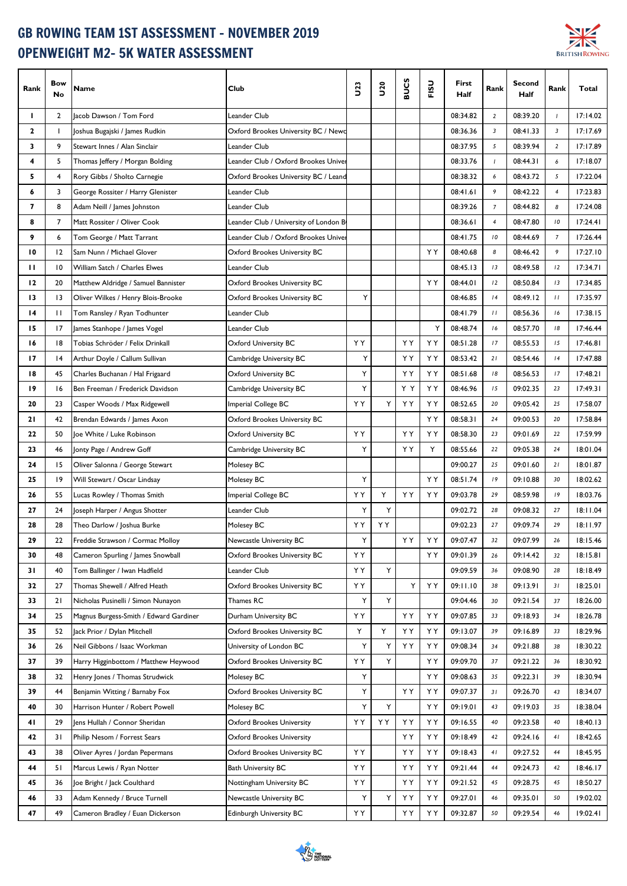# GB ROWING TEAM 1ST ASSESSMENT - NOVEMBER 2019

# OPENWEIGHT M2- 5K WATER ASSESSMENT

| Rank | Bow No | Name | Club | U23 | U20 | BUCS | FISU | First Half | Rank | Second Half | Rank | Total |
|---|---|---|---|---|---|---|---|---|---|---|---|---|
| 1 | 2 | Jacob Dawson / Tom Ford | Leander Club | | | | | 08:34.82 | 2 | 08:39.20 | 1 | 17:14.02 |
| 2 | 1 | Joshua Bugajski / James Rudkin | Oxford Brookes University BC / Newc | | | | | 08:36.36 | 3 | 08:41.33 | 3 | 17:17.69 |
| 3 | 9 | Stewart Innes / Alan Sinclair | Leander Club | | | | | 08:37.95 | 5 | 08:39.94 | 2 | 17:17.89 |
| 4 | 5 | Thomas Jeffery / Morgan Bolding | Leander Club / Oxford Brookes Univer | | | | | 08:33.76 | 1 | 08:44.31 | 6 | 17:18.07 |
| 5 | 4 | Rory Gibbs / Sholto Carnegie | Oxford Brookes University BC / Leand | | | | | 08:38.32 | 6 | 08:43.72 | 5 | 17:22.04 |
| 6 | 3 | George Rossiter / Harry Glenister | Leander Club | | | | | 08:41.61 | 9 | 08:42.22 | 4 | 17:23.83 |
| 7 | 8 | Adam Neill / James Johnston | Leander Club | | | | | 08:39.26 | 7 | 08:44.82 | 8 | 17:24.08 |
| 8 | 7 | Matt Rossiter / Oliver Cook | Leander Club / University of London B | | | | | 08:36.61 | 4 | 08:47.80 | 10 | 17:24.41 |
| 9 | 6 | Tom George / Matt Tarrant | Leander Club / Oxford Brookes Univer | | | | | 08:41.75 | 10 | 08:44.69 | 7 | 17:26.44 |
| 10 | 12 | Sam Nunn / Michael Glover | Oxford Brookes University BC | | | | Y Y | 08:40.68 | 8 | 08:46.42 | 9 | 17:27.10 |
| 11 | 10 | William Satch / Charles Elwes | Leander Club | | | | | 08:45.13 | 13 | 08:49.58 | 12 | 17:34.71 |
| 12 | 20 | Matthew Aldridge / Samuel Bannister | Oxford Brookes University BC | | | | Y Y | 08:44.01 | 12 | 08:50.84 | 13 | 17:34.85 |
| 13 | 13 | Oliver Wilkes / Henry Blois-Brooke | Oxford Brookes University BC | Y | | | | 08:46.85 | 14 | 08:49.12 | 11 | 17:35.97 |
| 14 | 11 | Tom Ransley / Ryan Todhunter | Leander Club | | | | | 08:41.79 | 11 | 08:56.36 | 16 | 17:38.15 |
| 15 | 17 | James Stanhope / James Vogel | Leander Club | | | | Y | 08:48.74 | 16 | 08:57.70 | 18 | 17:46.44 |
| 16 | 18 | Tobias Schröder / Felix Drinkall | Oxford University BC | Y Y | | Y Y | Y Y | 08:51.28 | 17 | 08:55.53 | 15 | 17:46.81 |
| 17 | 14 | Arthur Doyle / Callum Sullivan | Cambridge University BC | Y | | Y Y | Y Y | 08:53.42 | 21 | 08:54.46 | 14 | 17:47.88 |
| 18 | 45 | Charles Buchanan / Hal Frigaard | Oxford University BC | Y | | Y Y | Y Y | 08:51.68 | 18 | 08:56.53 | 17 | 17:48.21 |
| 19 | 16 | Ben Freeman / Frederick Davidson | Cambridge University BC | Y | | Y Y | Y Y | 08:46.96 | 15 | 09:02.35 | 23 | 17:49.31 |
| 20 | 23 | Casper Woods / Max Ridgewell | Imperial College BC | Y Y | Y | Y Y | Y Y | 08:52.65 | 20 | 09:05.42 | 25 | 17:58.07 |
| 21 | 42 | Brendan Edwards / James Axon | Oxford Brookes University BC | | | | Y Y | 08:58.31 | 24 | 09:00.53 | 20 | 17:58.84 |
| 22 | 50 | Joe White / Luke Robinson | Oxford University BC | Y Y | | Y Y | Y Y | 08:58.30 | 23 | 09:01.69 | 22 | 17:59.99 |
| 23 | 46 | Jonty Page / Andrew Goff | Cambridge University BC | Y | | Y Y | Y | 08:55.66 | 22 | 09:05.38 | 24 | 18:01.04 |
| 24 | 15 | Oliver Salonna / George Stewart | Molesey BC | | | | | 09:00.27 | 25 | 09:01.60 | 21 | 18:01.87 |
| 25 | 19 | Will Stewart / Oscar Lindsay | Molesey BC | Y | | | Y Y | 08:51.74 | 19 | 09:10.88 | 30 | 18:02.62 |
| 26 | 55 | Lucas Rowley / Thomas Smith | Imperial College BC | Y Y | Y | Y Y | Y Y | 09:03.78 | 29 | 08:59.98 | 19 | 18:03.76 |
| 27 | 24 | Joseph Harper / Angus Shotter | Leander Club | Y | Y | | | 09:02.72 | 28 | 09:08.32 | 27 | 18:11.04 |
| 28 | 28 | Theo Darlow / Joshua Burke | Molesey BC | Y Y | Y Y | | | 09:02.23 | 27 | 09:09.74 | 29 | 18:11.97 |
| 29 | 22 | Freddie Strawson / Cormac Molloy | Newcastle University BC | Y | | Y Y | Y Y | 09:07.47 | 32 | 09:07.99 | 26 | 18:15.46 |
| 30 | 48 | Cameron Spurling / James Snowball | Oxford Brookes University BC | Y Y | | | Y Y | 09:01.39 | 26 | 09:14.42 | 32 | 18:15.81 |
| 31 | 40 | Tom Ballinger / Iwan Hadfield | Leander Club | Y Y | Y | | | 09:09.59 | 36 | 09:08.90 | 28 | 18:18.49 |
| 32 | 27 | Thomas Shewell / Alfred Heath | Oxford Brookes University BC | Y Y | | Y | Y Y | 09:11.10 | 38 | 09:13.91 | 31 | 18:25.01 |
| 33 | 21 | Nicholas Pusinelli / Simon Nunayon | Thames RC | Y | Y | | | 09:04.46 | 30 | 09:21.54 | 37 | 18:26.00 |
| 34 | 25 | Magnus Burgess-Smith / Edward Gardiner | Durham University BC | Y Y | | Y Y | Y Y | 09:07.85 | 33 | 09:18.93 | 34 | 18:26.78 |
| 35 | 52 | Jack Prior / Dylan Mitchell | Oxford Brookes University BC | Y | Y | Y Y | Y Y | 09:13.07 | 39 | 09:16.89 | 33 | 18:29.96 |
| 36 | 26 | Neil Gibbons / Isaac Workman | University of London BC | Y | Y | Y Y | Y Y | 09:08.34 | 34 | 09:21.88 | 38 | 18:30.22 |
| 37 | 39 | Harry Higginbottom / Matthew Heywood | Oxford Brookes University BC | Y Y | Y | | Y Y | 09:09.70 | 37 | 09:21.22 | 36 | 18:30.92 |
| 38 | 32 | Henry Jones / Thomas Strudwick | Molesey BC | Y | | | Y Y | 09:08.63 | 35 | 09:22.31 | 39 | 18:30.94 |
| 39 | 44 | Benjamin Witting / Barnaby Fox | Oxford Brookes University BC | Y | | Y Y | Y Y | 09:07.37 | 31 | 09:26.70 | 43 | 18:34.07 |
| 40 | 30 | Harrison Hunter / Robert Powell | Molesey BC | Y | Y | | Y Y | 09:19.01 | 43 | 09:19.03 | 35 | 18:38.04 |
| 41 | 29 | Jens Hullah / Connor Sheridan | Oxford Brookes University | Y Y | Y Y | Y Y | Y Y | 09:16.55 | 40 | 09:23.58 | 40 | 18:40.13 |
| 42 | 31 | Philip Nesom / Forrest Sears | Oxford Brookes University | | | Y Y | Y Y | 09:18.49 | 42 | 09:24.16 | 41 | 18:42.65 |
| 43 | 38 | Oliver Ayres / Jordan Pepermans | Oxford Brookes University BC | Y Y | | Y Y | Y Y | 09:18.43 | 41 | 09:27.52 | 44 | 18:45.95 |
| 44 | 51 | Marcus Lewis / Ryan Notter | Bath University BC | Y Y | | Y Y | Y Y | 09:21.44 | 44 | 09:24.73 | 42 | 18:46.17 |
| 45 | 36 | Joe Bright / Jack Coulthard | Nottingham University BC | Y Y | | Y Y | Y Y | 09:21.52 | 45 | 09:28.75 | 45 | 18:50.27 |
| 46 | 33 | Adam Kennedy / Bruce Turnell | Newcastle University BC | Y | Y | Y Y | Y Y | 09:27.01 | 46 | 09:35.01 | 50 | 19:02.02 |
| 47 | 49 | Cameron Bradley / Euan Dickerson | Edinburgh University BC | Y Y | | Y Y | Y Y | 09:32.87 | 50 | 09:29.54 | 46 | 19:02.41 |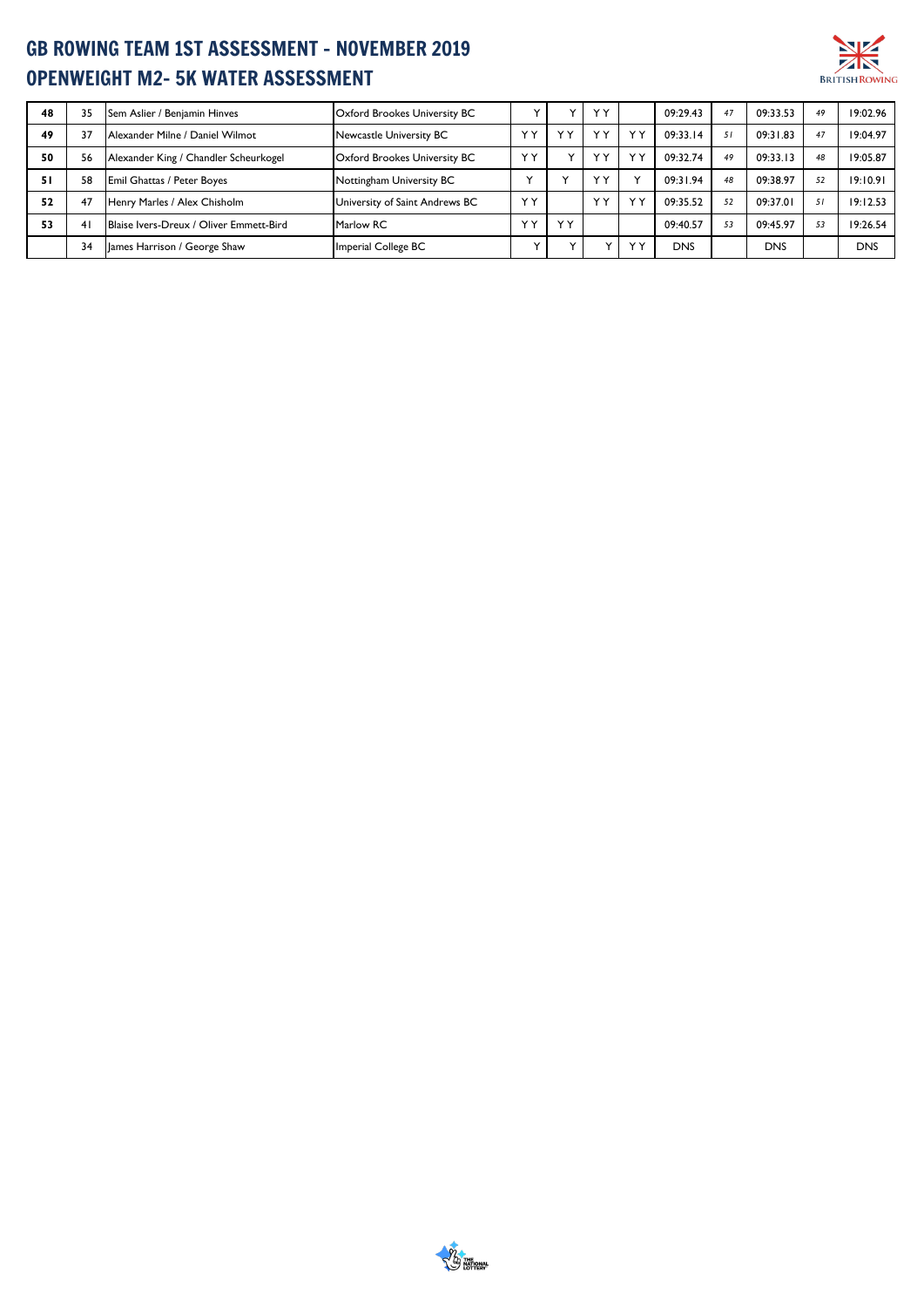# GB ROWING TEAM 1ST ASSESSMENT - NOVEMBER 2019
# OPENWEIGHT M2- 5K WATER ASSESSMENT

| | | | | | | | | | | | | |
|---|---|---|---|---|---|---|---|---|---|---|---|---|
| **48** | 35 | Sem Aslier / Benjamin Hinves | Oxford Brookes University BC | Y | Y | Y Y | | 09:29.43 | *47* | 09:33.53 | *49* | 19:02.96 |
| **49** | 37 | Alexander Milne / Daniel Wilmot | Newcastle University BC | Y Y | Y Y | Y Y | Y Y | 09:33.14 | *51* | 09:31.83 | *47* | 19:04.97 |
| **50** | 56 | Alexander King / Chandler Scheurkogel | Oxford Brookes University BC | Y Y | Y | Y Y | Y Y | 09:32.74 | *49* | 09:33.13 | *48* | 19:05.87 |
| **51** | 58 | Emil Ghattas / Peter Boyes | Nottingham University BC | Y | Y | Y Y | Y | 09:31.94 | *48* | 09:38.97 | *52* | 19:10.91 |
| **52** | 47 | Henry Marles / Alex Chisholm | University of Saint Andrews BC | Y Y | | Y Y | Y Y | 09:35.52 | *52* | 09:37.01 | *51* | 19:12.53 |
| **53** | 41 | Blaise Ivers-Dreux / Oliver Emmett-Bird | Marlow RC | Y Y | Y Y | | | 09:40.57 | *53* | 09:45.97 | *53* | 19:26.54 |
| | 34 | James Harrison / George Shaw | Imperial College BC | Y | Y | Y | Y Y | DNS | | DNS | | DNS |